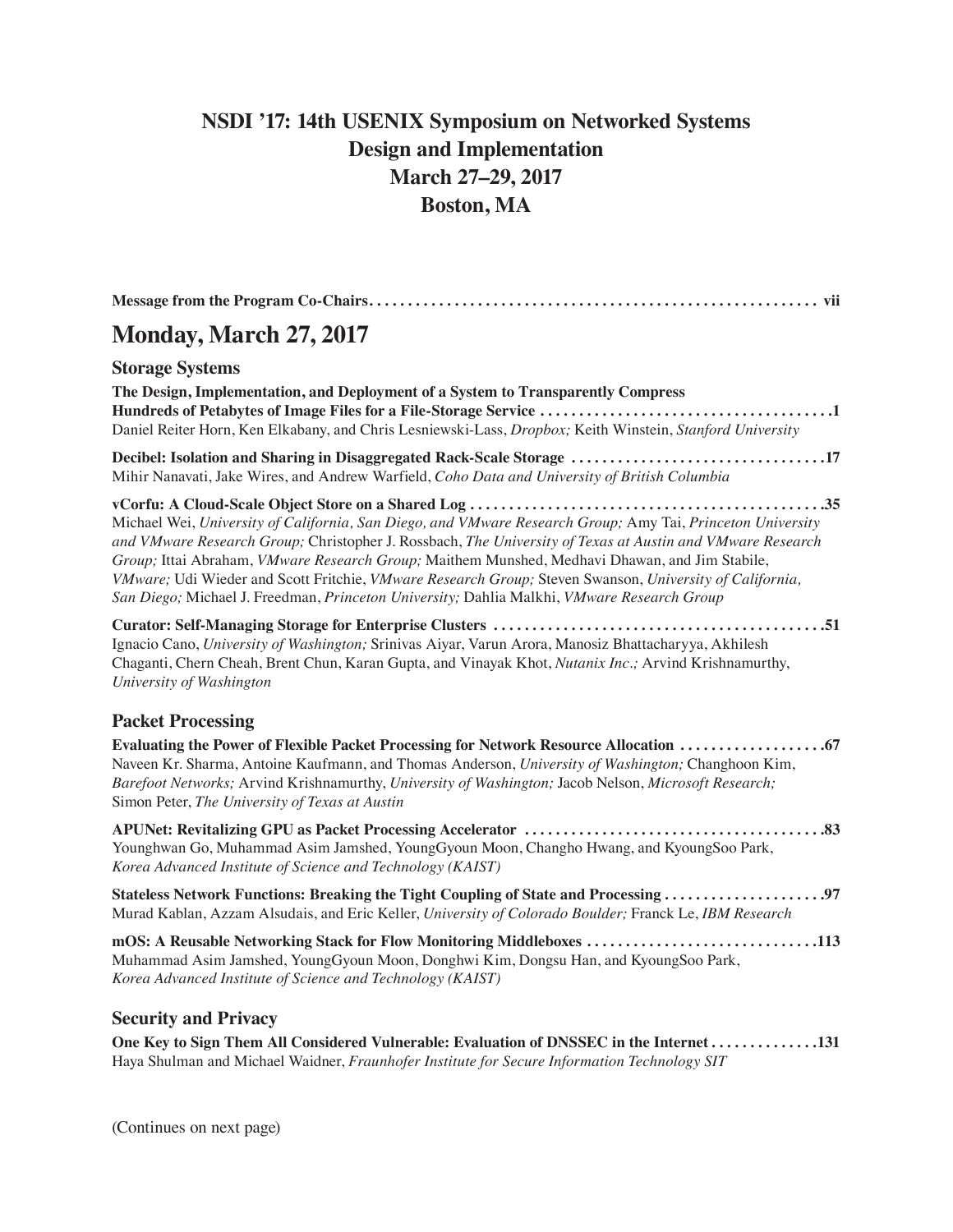# NSDI '17: 14th USENIX Symposium on Networked Systems Design and Implementation
## March 27–29, 2017
## Boston, MA

**Message from the Program Co-Chairs. . . . . . . . . . . . . . . . . . . . . . . . . . . . . . . . . . . . . . . . . . . . . . . . . . . . . . . . . vii**

## Monday, March 27, 2017

### Storage Systems

**The Design, Implementation, and Deployment of a System to Transparently Compress Hundreds of Petabytes of Image Files for a File-Storage Service . . . . . . . . . . . . . . . . . . . . . . . . . . . . . . . . . . . . . .1**
Daniel Reiter Horn, Ken Elkabany, and Chris Lesniewski-Lass, *Dropbox;* Keith Winstein, *Stanford University*

**Decibel: Isolation and Sharing in Disaggregated Rack-Scale Storage . . . . . . . . . . . . . . . . . . . . . . . . . . . . . . . . .17**
Mihir Nanavati, Jake Wires, and Andrew Warfield, *Coho Data and University of British Columbia*

**vCorfu: A Cloud-Scale Object Store on a Shared Log . . . . . . . . . . . . . . . . . . . . . . . . . . . . . . . . . . . . . . . . . . . . . .35**
Michael Wei, *University of California, San Diego, and VMware Research Group;* Amy Tai, *Princeton University and VMware Research Group;* Christopher J. Rossbach, *The University of Texas at Austin and VMware Research Group;* Ittai Abraham, *VMware Research Group;* Maithem Munshed, Medhavi Dhawan, and Jim Stabile, *VMware;* Udi Wieder and Scott Fritchie, *VMware Research Group;* Steven Swanson, *University of California, San Diego;* Michael J. Freedman, *Princeton University;* Dahlia Malkhi, *VMware Research Group*

**Curator: Self-Managing Storage for Enterprise Clusters . . . . . . . . . . . . . . . . . . . . . . . . . . . . . . . . . . . . . . . . . . .51**
Ignacio Cano, *University of Washington;* Srinivas Aiyar, Varun Arora, Manosiz Bhattacharyya, Akhilesh Chaganti, Chern Cheah, Brent Chun, Karan Gupta, and Vinayak Khot, *Nutanix Inc.;* Arvind Krishnamurthy, *University of Washington*

### Packet Processing

**Evaluating the Power of Flexible Packet Processing for Network Resource Allocation . . . . . . . . . . . . . . . . . . .67**
Naveen Kr. Sharma, Antoine Kaufmann, and Thomas Anderson, *University of Washington;* Changhoon Kim, *Barefoot Networks;* Arvind Krishnamurthy, *University of Washington;* Jacob Nelson, *Microsoft Research;* Simon Peter, *The University of Texas at Austin*

**APUNet: Revitalizing GPU as Packet Processing Accelerator . . . . . . . . . . . . . . . . . . . . . . . . . . . . . . . . . . . . . . .83**
Younghwan Go, Muhammad Asim Jamshed, YoungGyoun Moon, Changho Hwang, and KyoungSoo Park, *Korea Advanced Institute of Science and Technology (KAIST)*

**Stateless Network Functions: Breaking the Tight Coupling of State and Processing . . . . . . . . . . . . . . . . . . . . .97**
Murad Kablan, Azzam Alsudais, and Eric Keller, *University of Colorado Boulder;* Franck Le, *IBM Research*

**mOS: A Reusable Networking Stack for Flow Monitoring Middleboxes . . . . . . . . . . . . . . . . . . . . . . . . . . . . . .113**
Muhammad Asim Jamshed, YoungGyoun Moon, Donghwi Kim, Dongsu Han, and KyoungSoo Park, *Korea Advanced Institute of Science and Technology (KAIST)*

### Security and Privacy

**One Key to Sign Them All Considered Vulnerable: Evaluation of DNSSEC in the Internet . . . . . . . . . . . . . .131**
Haya Shulman and Michael Waidner, *Fraunhofer Institute for Secure Information Technology SIT*

(Continues on next page)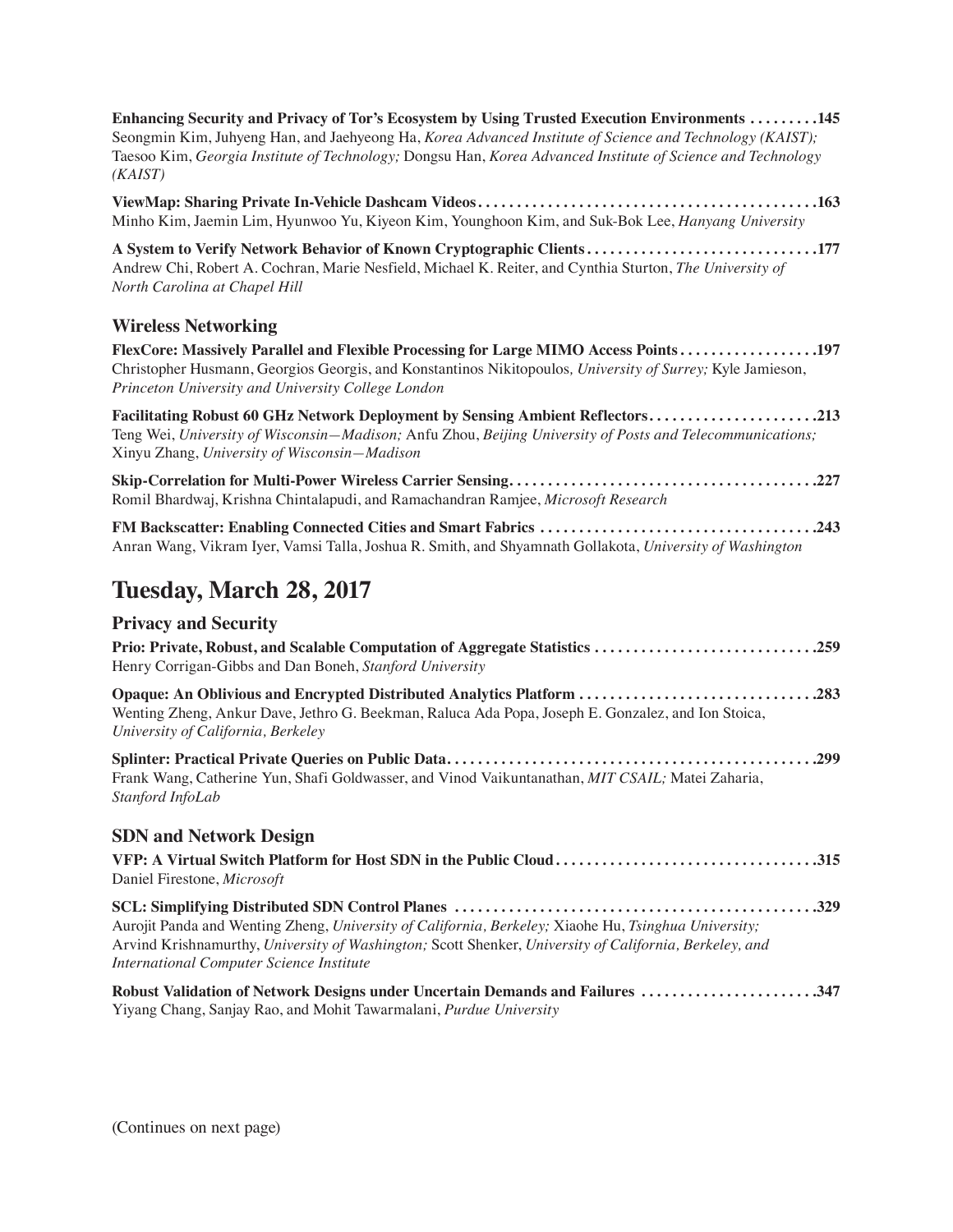**Enhancing Security and Privacy of Tor's Ecosystem by Using Trusted Execution Environments** . . . . . . . . .145
Seongmin Kim, Juhyeng Han, and Jaehyeong Ha, *Korea Advanced Institute of Science and Technology (KAIST);* Taesoo Kim, *Georgia Institute of Technology;* Dongsu Han, *Korea Advanced Institute of Science and Technology (KAIST)*

**ViewMap: Sharing Private In-Vehicle Dashcam Videos** . . . . . . . . . . . . . . . . . . . . . . . . . . . . . . . . . . . . . . . . . . . .163
Minho Kim, Jaemin Lim, Hyunwoo Yu, Kiyeon Kim, Younghoon Kim, and Suk-Bok Lee, *Hanyang University*

**A System to Verify Network Behavior of Known Cryptographic Clients** . . . . . . . . . . . . . . . . . . . . . . . . . . . . . .177
Andrew Chi, Robert A. Cochran, Marie Nesfield, Michael K. Reiter, and Cynthia Sturton, *The University of North Carolina at Chapel Hill*

### Wireless Networking

**FlexCore: Massively Parallel and Flexible Processing for Large MIMO Access Points** . . . . . . . . . . . . . . . . . .197
Christopher Husmann, Georgios Georgis, and Konstantinos Nikitopoulos*, University of Surrey;* Kyle Jamieson, *Princeton University and University College London*

**Facilitating Robust 60 GHz Network Deployment by Sensing Ambient Reflectors** . . . . . . . . . . . . . . . . . . . . . .213
Teng Wei, *University of Wisconsin—Madison;* Anfu Zhou, *Beijing University of Posts and Telecommunications;* Xinyu Zhang, *University of Wisconsin—Madison*

**Skip-Correlation for Multi-Power Wireless Carrier Sensing** . . . . . . . . . . . . . . . . . . . . . . . . . . . . . . . . . . . . . . . .227
Romil Bhardwaj, Krishna Chintalapudi, and Ramachandran Ramjee, *Microsoft Research*

**FM Backscatter: Enabling Connected Cities and Smart Fabrics** . . . . . . . . . . . . . . . . . . . . . . . . . . . . . . . . . . . .243
Anran Wang, Vikram Iyer, Vamsi Talla, Joshua R. Smith, and Shyamnath Gollakota, *University of Washington*

## Tuesday, March 28, 2017

### Privacy and Security

**Prio: Private, Robust, and Scalable Computation of Aggregate Statistics** . . . . . . . . . . . . . . . . . . . . . . . . . . . . .259
Henry Corrigan-Gibbs and Dan Boneh, *Stanford University*

**Opaque: An Oblivious and Encrypted Distributed Analytics Platform** . . . . . . . . . . . . . . . . . . . . . . . . . . . . . . .283
Wenting Zheng, Ankur Dave, Jethro G. Beekman, Raluca Ada Popa, Joseph E. Gonzalez, and Ion Stoica, *University of California, Berkeley*

**Splinter: Practical Private Queries on Public Data** . . . . . . . . . . . . . . . . . . . . . . . . . . . . . . . . . . . . . . . . . . . . . . . .299
Frank Wang, Catherine Yun, Shafi Goldwasser, and Vinod Vaikuntanathan, *MIT CSAIL;* Matei Zaharia, *Stanford InfoLab*

### SDN and Network Design

**VFP: A Virtual Switch Platform for Host SDN in the Public Cloud** . . . . . . . . . . . . . . . . . . . . . . . . . . . . . . . . . .315
Daniel Firestone, *Microsoft*

**SCL: Simplifying Distributed SDN Control Planes** . . . . . . . . . . . . . . . . . . . . . . . . . . . . . . . . . . . . . . . . . . . . . . .329
Aurojit Panda and Wenting Zheng, *University of California, Berkeley;* Xiaohe Hu, *Tsinghua University;* Arvind Krishnamurthy, *University of Washington;* Scott Shenker, *University of California, Berkeley, and International Computer Science Institute*

**Robust Validation of Network Designs under Uncertain Demands and Failures** . . . . . . . . . . . . . . . . . . . . . . .347
Yiyang Chang, Sanjay Rao, and Mohit Tawarmalani, *Purdue University*

(Continues on next page)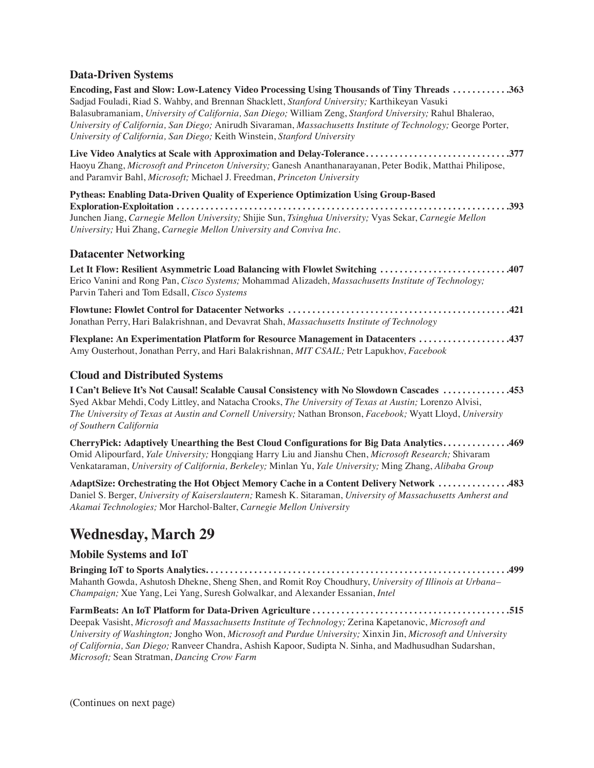### Data-Driven Systems

**Encoding, Fast and Slow: Low-Latency Video Processing Using Thousands of Tiny Threads . . . . . . . . . . . .363**
Sadjad Fouladi, Riad S. Wahby, and Brennan Shacklett, *Stanford University;* Karthikeyan Vasuki Balasubramaniam, *University of California, San Diego;* William Zeng, *Stanford University;* Rahul Bhalerao, *University of California, San Diego;* Anirudh Sivaraman, *Massachusetts Institute of Technology;* George Porter, *University of California, San Diego;* Keith Winstein, *Stanford University*

**Live Video Analytics at Scale with Approximation and Delay-Tolerance. . . . . . . . . . . . . . . . . . . . . . . . . . . . . .377**
Haoyu Zhang, *Microsoft and Princeton University;* Ganesh Ananthanarayanan, Peter Bodik, Matthai Philipose, and Paramvir Bahl, *Microsoft;* Michael J. Freedman, *Princeton University*

**Pytheas: Enabling Data-Driven Quality of Experience Optimization Using Group-Based Exploration-Exploitation . . . . . . . . . . . . . . . . . . . . . . . . . . . . . . . . . . . . . . . . . . . . . . . . . . . . . . . . . . . . . . . . . . .393**
Junchen Jiang, *Carnegie Mellon University;* Shijie Sun, *Tsinghua University;* Vyas Sekar, *Carnegie Mellon University;* Hui Zhang, *Carnegie Mellon University and Conviva Inc.*

### Datacenter Networking

**Let It Flow: Resilient Asymmetric Load Balancing with Flowlet Switching . . . . . . . . . . . . . . . . . . . . . . . . . . .407**
Erico Vanini and Rong Pan, *Cisco Systems;* Mohammad Alizadeh, *Massachusetts Institute of Technology;* Parvin Taheri and Tom Edsall, *Cisco Systems*

**Flowtune: Flowlet Control for Datacenter Networks . . . . . . . . . . . . . . . . . . . . . . . . . . . . . . . . . . . . . . . . . . . . . .421**
Jonathan Perry, Hari Balakrishnan, and Devavrat Shah, *Massachusetts Institute of Technology*

**Flexplane: An Experimentation Platform for Resource Management in Datacenters . . . . . . . . . . . . . . . . . . .437**
Amy Ousterhout, Jonathan Perry, and Hari Balakrishnan, *MIT CSAIL;* Petr Lapukhov, *Facebook*

### Cloud and Distributed Systems

**I Can't Believe It's Not Causal! Scalable Causal Consistency with No Slowdown Cascades . . . . . . . . . . . . . .453**
Syed Akbar Mehdi, Cody Littley, and Natacha Crooks, *The University of Texas at Austin;* Lorenzo Alvisi, *The University of Texas at Austin and Cornell University;* Nathan Bronson, *Facebook;* Wyatt Lloyd, *University of Southern California*

**CherryPick: Adaptively Unearthing the Best Cloud Configurations for Big Data Analytics. . . . . . . . . . . . . .469**
Omid Alipourfard, *Yale University;* Hongqiang Harry Liu and Jianshu Chen, *Microsoft Research;* Shivaram Venkataraman, *University of California, Berkeley;* Minlan Yu, *Yale University;* Ming Zhang, *Alibaba Group*

**AdaptSize: Orchestrating the Hot Object Memory Cache in a Content Delivery Network . . . . . . . . . . . . . . .483**
Daniel S. Berger, *University of Kaiserslautern;* Ramesh K. Sitaraman, *University of Massachusetts Amherst and Akamai Technologies;* Mor Harchol-Balter, *Carnegie Mellon University*

## Wednesday, March 29

### Mobile Systems and IoT

**Bringing IoT to Sports Analytics. . . . . . . . . . . . . . . . . . . . . . . . . . . . . . . . . . . . . . . . . . . . . . . . . . . . . . . . . . . . . . .499**
Mahanth Gowda, Ashutosh Dhekne, Sheng Shen, and Romit Roy Choudhury, *University of Illinois at Urbana–Champaign;* Xue Yang, Lei Yang, Suresh Golwalkar, and Alexander Essanian, *Intel*

**FarmBeats: An IoT Platform for Data-Driven Agriculture . . . . . . . . . . . . . . . . . . . . . . . . . . . . . . . . . . . . . . . . . .515**
Deepak Vasisht, *Microsoft and Massachusetts Institute of Technology;* Zerina Kapetanovic, *Microsoft and University of Washington;* Jongho Won, *Microsoft and Purdue University;* Xinxin Jin, *Microsoft and University of California, San Diego;* Ranveer Chandra, Ashish Kapoor, Sudipta N. Sinha, and Madhusudhan Sudarshan, *Microsoft;* Sean Stratman, *Dancing Crow Farm*

(Continues on next page)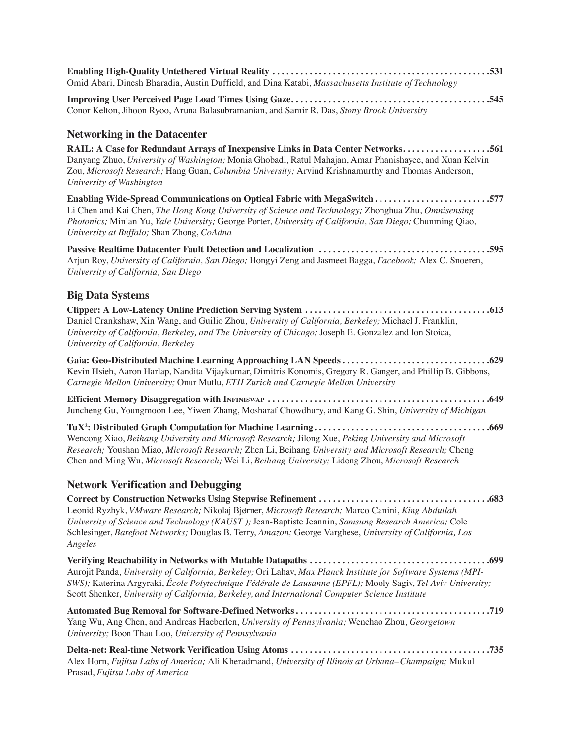**Enabling High-Quality Untethered Virtual Reality** . . . . . . . . . . . . . . . . . . . . . . . . . . . . . . . . . . . . . . . . . . . . . . . .531
Omid Abari, Dinesh Bharadia, Austin Duffield, and Dina Katabi, *Massachusetts Institute of Technology*

**Improving User Perceived Page Load Times Using Gaze** . . . . . . . . . . . . . . . . . . . . . . . . . . . . . . . . . . . . . . . . . . .545
Conor Kelton, Jihoon Ryoo, Aruna Balasubramanian, and Samir R. Das, *Stony Brook University*

## Networking in the Datacenter

**RAIL: A Case for Redundant Arrays of Inexpensive Links in Data Center Networks** . . . . . . . . . . . . . . . . . . .561
Danyang Zhuo, *University of Washington;* Monia Ghobadi, Ratul Mahajan, Amar Phanishayee, and Xuan Kelvin Zou, *Microsoft Research;* Hang Guan, *Columbia University;* Arvind Krishnamurthy and Thomas Anderson, *University of Washington*

**Enabling Wide-Spread Communications on Optical Fabric with MegaSwitch** . . . . . . . . . . . . . . . . . . . . . . . . .577
Li Chen and Kai Chen, *The Hong Kong University of Science and Technology;* Zhonghua Zhu, *Omnisensing Photonics;* Minlan Yu, *Yale University;* George Porter, *University of California, San Diego;* Chunming Qiao, *University at Buffalo;* Shan Zhong, *CoAdna*

**Passive Realtime Datacenter Fault Detection and Localization** . . . . . . . . . . . . . . . . . . . . . . . . . . . . . . . . . . . . .595
Arjun Roy, *University of California, San Diego;* Hongyi Zeng and Jasmeet Bagga, *Facebook;* Alex C. Snoeren, *University of California, San Diego*

## Big Data Systems

**Clipper: A Low-Latency Online Prediction Serving System** . . . . . . . . . . . . . . . . . . . . . . . . . . . . . . . . . . . . . . . .613
Daniel Crankshaw, Xin Wang, and Guilio Zhou, *University of California, Berkeley;* Michael J. Franklin, *University of California, Berkeley, and The University of Chicago;* Joseph E. Gonzalez and Ion Stoica, *University of California, Berkeley*

**Gaia: Geo-Distributed Machine Learning Approaching LAN Speeds** . . . . . . . . . . . . . . . . . . . . . . . . . . . . . . . .629
Kevin Hsieh, Aaron Harlap, Nandita Vijaykumar, Dimitris Konomis, Gregory R. Ganger, and Phillip B. Gibbons, *Carnegie Mellon University;* Onur Mutlu, *ETH Zurich and Carnegie Mellon University*

**Efficient Memory Disaggregation with INFINISWAP** . . . . . . . . . . . . . . . . . . . . . . . . . . . . . . . . . . . . . . . . . . . . . . . .649
Juncheng Gu, Youngmoon Lee, Yiwen Zhang, Mosharaf Chowdhury, and Kang G. Shin, *University of Michigan*

**TuX²: Distributed Graph Computation for Machine Learning** . . . . . . . . . . . . . . . . . . . . . . . . . . . . . . . . . . . . . .669
Wencong Xiao, *Beihang University and Microsoft Research;* Jilong Xue, *Peking University and Microsoft Research;* Youshan Miao, *Microsoft Research;* Zhen Li, Beihang *University and Microsoft Research;* Cheng Chen and Ming Wu, *Microsoft Research;* Wei Li, *Beihang University;* Lidong Zhou, *Microsoft Research*

## Network Verification and Debugging

**Correct by Construction Networks Using Stepwise Refinement** . . . . . . . . . . . . . . . . . . . . . . . . . . . . . . . . . . . . .683
Leonid Ryzhyk, *VMware Research;* Nikolaj Bjørner, *Microsoft Research;* Marco Canini, *King Abdullah University of Science and Technology (KAUST );* Jean-Baptiste Jeannin, *Samsung Research America;* Cole Schlesinger, *Barefoot Networks;* Douglas B. Terry, *Amazon;* George Varghese, *University of California, Los Angeles*

**Verifying Reachability in Networks with Mutable Datapaths** . . . . . . . . . . . . . . . . . . . . . . . . . . . . . . . . . . . . . . .699
Aurojit Panda, *University of California, Berkeley;* Ori Lahav, *Max Planck Institute for Software Systems (MPI-SWS);* Katerina Argyraki, *École Polytechnique Fédérale de Lausanne (EPFL);* Mooly Sagiv, *Tel Aviv University;* Scott Shenker, *University of California, Berkeley, and International Computer Science Institute*

**Automated Bug Removal for Software-Defined Networks** . . . . . . . . . . . . . . . . . . . . . . . . . . . . . . . . . . . . . . . . . .719
Yang Wu, Ang Chen, and Andreas Haeberlen, *University of Pennsylvania;* Wenchao Zhou, *Georgetown University;* Boon Thau Loo, *University of Pennsylvania*

**Delta-net: Real-time Network Verification Using Atoms** . . . . . . . . . . . . . . . . . . . . . . . . . . . . . . . . . . . . . . . . . . .735
Alex Horn, *Fujitsu Labs of America;* Ali Kheradmand, *University of Illinois at Urbana–Champaign;* Mukul Prasad, *Fujitsu Labs of America*